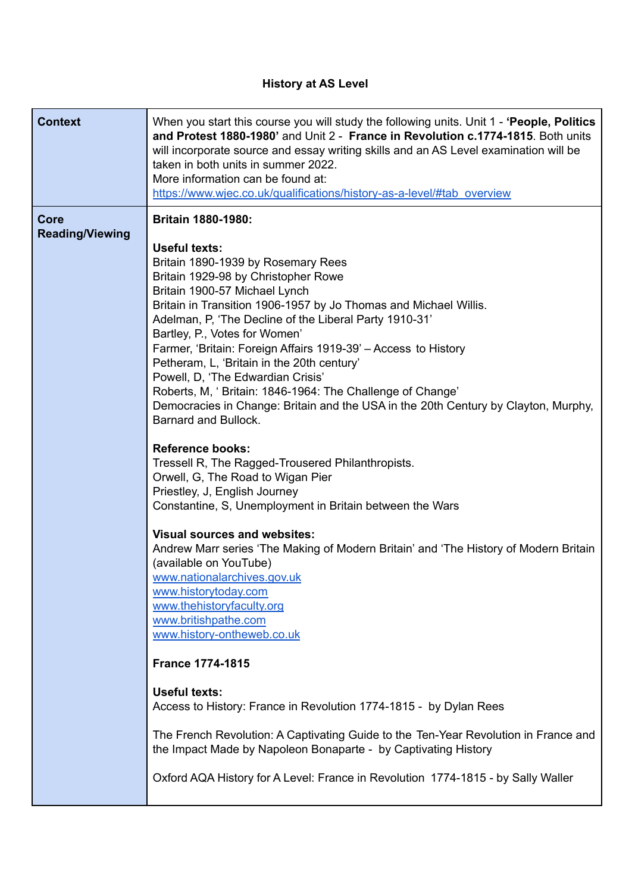# History at AS Level

| | |
|---|---|
| **Context** | When you start this course you will study the following units. Unit 1 - **'People, Politics and Protest 1880-1980'** and Unit 2 - **France in Revolution c.1774-1815**. Both units will incorporate source and essay writing skills and an AS Level examination will be taken in both units in summer 2022.<br>More information can be found at:<br>[https://www.wjec.co.uk/qualifications/history-as-a-level/#tab_overview](https://www.wjec.co.uk/qualifications/history-as-a-level/#tab_overview) |
| **Core Reading/Viewing** | **Britain 1880-1980:**<br><br>**Useful texts:**<br>Britain 1890-1939 by Rosemary Rees<br>Britain 1929-98 by Christopher Rowe<br>Britain 1900-57 Michael Lynch<br>Britain in Transition 1906-1957 by Jo Thomas and Michael Willis.<br>Adelman, P, 'The Decline of the Liberal Party 1910-31'<br>Bartley, P., Votes for Women'<br>Farmer, 'Britain: Foreign Affairs 1919-39' – Access to History<br>Petheram, L, 'Britain in the 20th century'<br>Powell, D, 'The Edwardian Crisis'<br>Roberts, M, ' Britain: 1846-1964: The Challenge of Change'<br>Democracies in Change: Britain and the USA in the 20th Century by Clayton, Murphy, Barnard and Bullock.<br><br>**Reference books:**<br>Tressell R, The Ragged-Trousered Philanthropists.<br>Orwell, G, The Road to Wigan Pier<br>Priestley, J, English Journey<br>Constantine, S, Unemployment in Britain between the Wars<br><br>**Visual sources and websites:**<br>Andrew Marr series 'The Making of Modern Britain' and 'The History of Modern Britain (available on YouTube)<br>[www.nationalarchives.gov.uk](http://www.nationalarchives.gov.uk)<br>[www.historytoday.com](http://www.historytoday.com)<br>[www.thehistoryfaculty.org](http://www.thehistoryfaculty.org)<br>[www.britishpathe.com](http://www.britishpathe.com)<br>[www.history-ontheweb.co.uk](http://www.history-ontheweb.co.uk)<br><br>**France 1774-1815**<br><br>**Useful texts:**<br>Access to History: France in Revolution 1774-1815 - by Dylan Rees<br><br>The French Revolution: A Captivating Guide to the Ten-Year Revolution in France and the Impact Made by Napoleon Bonaparte - by Captivating History<br><br>Oxford AQA History for A Level: France in Revolution 1774-1815 - by Sally Waller |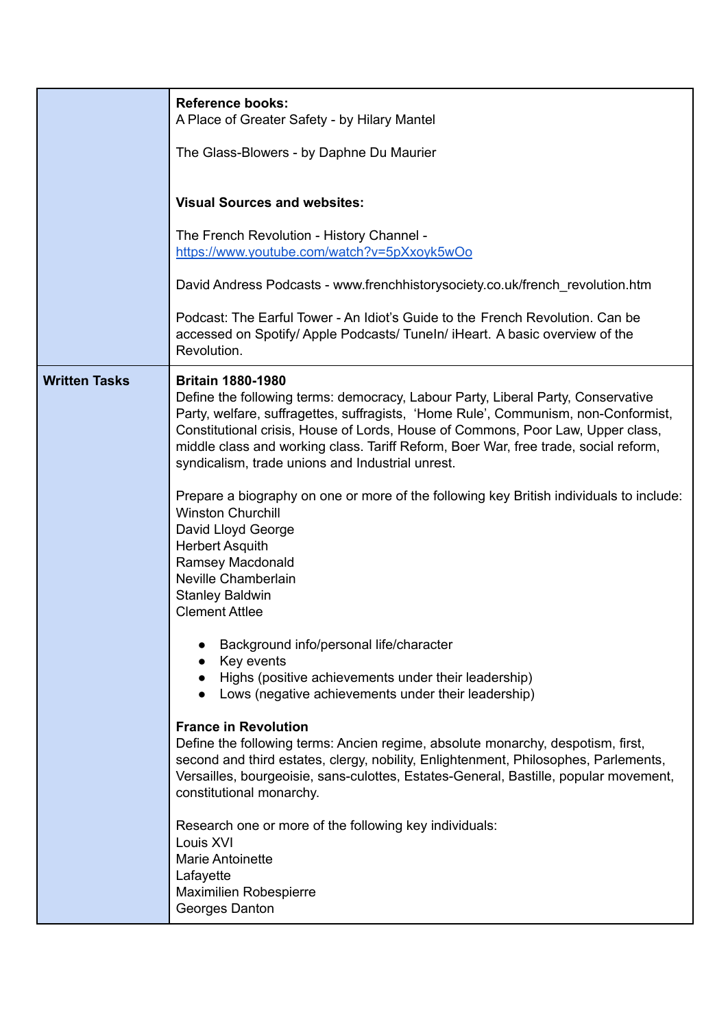| | |
|---|---|
| | **Reference books:**<br>A Place of Greater Safety - by Hilary Mantel<br><br>The Glass-Blowers - by Daphne Du Maurier<br><br>**Visual Sources and websites:**<br><br>The French Revolution - History Channel - [https://www.youtube.com/watch?v=5pXxoyk5wOo](https://www.youtube.com/watch?v=5pXxoyk5wOo)<br><br>David Andress Podcasts - www.frenchhistorysociety.co.uk/french_revolution.htm<br><br>Podcast: The Earful Tower - An Idiot's Guide to the French Revolution. Can be accessed on Spotify/ Apple Podcasts/ TuneIn/ iHeart. A basic overview of the Revolution. |
| **Written Tasks** | **Britain 1880-1980**<br>Define the following terms: democracy, Labour Party, Liberal Party, Conservative Party, welfare, suffragettes, suffragists, 'Home Rule', Communism, non-Conformist, Constitutional crisis, House of Lords, House of Commons, Poor Law, Upper class, middle class and working class. Tariff Reform, Boer War, free trade, social reform, syndicalism, trade unions and Industrial unrest.<br><br>Prepare a biography on one or more of the following key British individuals to include:<br>Winston Churchill<br>David Lloyd George<br>Herbert Asquith<br>Ramsey Macdonald<br>Neville Chamberlain<br>Stanley Baldwin<br>Clement Attlee<br><br>• Background info/personal life/character<br>• Key events<br>• Highs (positive achievements under their leadership)<br>• Lows (negative achievements under their leadership)<br><br>**France in Revolution**<br>Define the following terms: Ancien regime, absolute monarchy, despotism, first, second and third estates, clergy, nobility, Enlightenment, Philosophes, Parlements, Versailles, bourgeoisie, sans-culottes, Estates-General, Bastille, popular movement, constitutional monarchy.<br><br>Research one or more of the following key individuals:<br>Louis XVI<br>Marie Antoinette<br>Lafayette<br>Maximilien Robespierre<br>Georges Danton |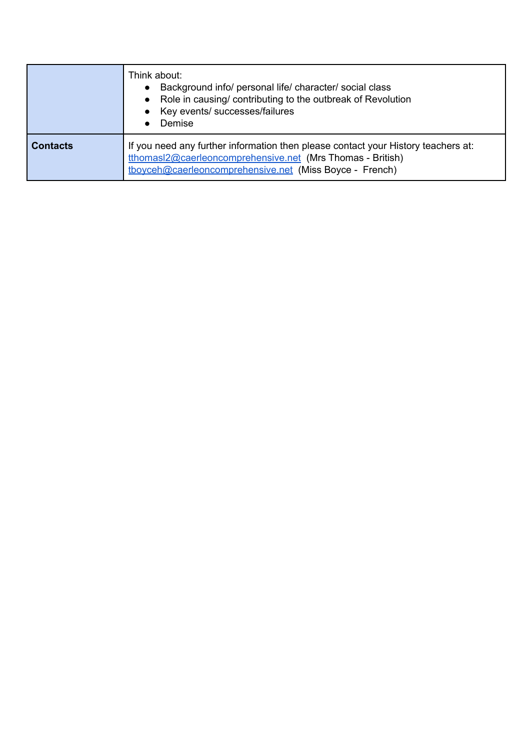| | |
|---|---|
| | Think about:<br>• Background info/ personal life/ character/ social class<br>• Role in causing/ contributing to the outbreak of Revolution<br>• Key events/ successes/failures<br>• Demise |
| **Contacts** | If you need any further information then please contact your History teachers at:<br>tthomasl2@caerleoncomprehensive.net (Mrs Thomas - British)<br>tboyceh@caerleoncomprehensive.net (Miss Boyce - French) |